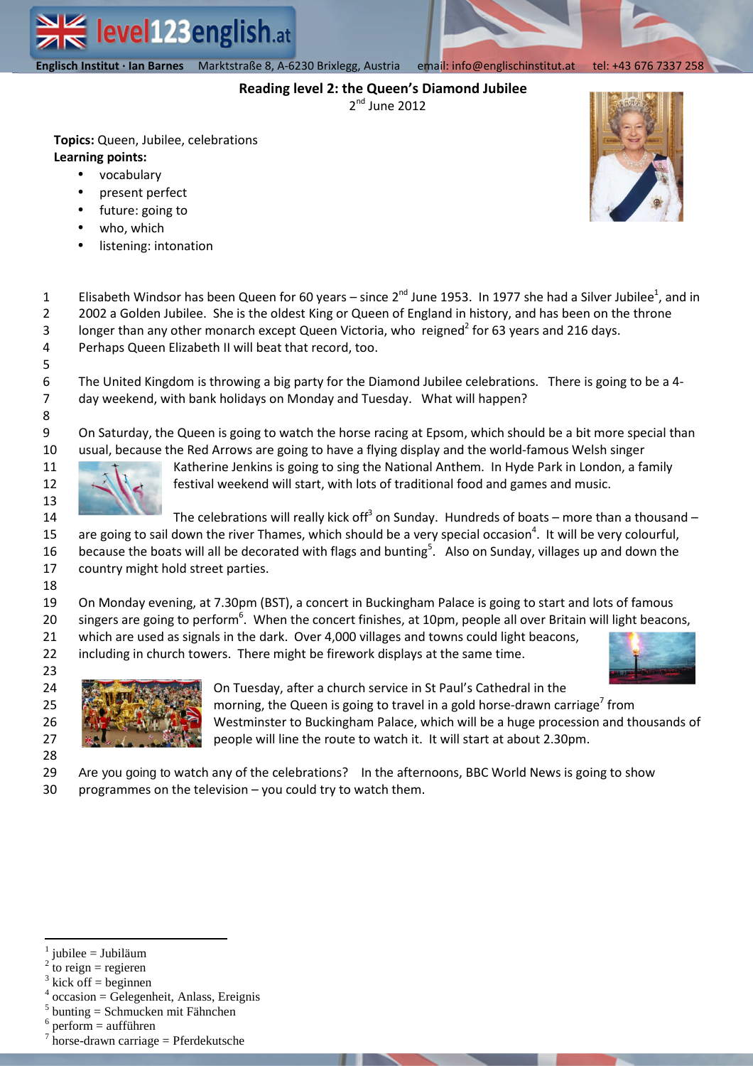**Englisch Institut · Ian Barnes** Marktstraße 8, A-6230 Brixlegg, Austria email: info@englischinstitut.at tel: +43 676 7337 258

# Reading level 2: the Queen's Diamond Jubilee

2nd June 2012

**Topics:** Queen, Jubilee, celebrations

**Learning points:**

- vocabulary
- present perfect
- future: going to
- who, which
- listening: intonation

Elisabeth Windsor has been Queen for 60 years – since 2nd June 1953. In 1977 she had a Silver Jubilee[1], and in 2002 a Golden Jubilee. She is the oldest King or Queen of England in history, and has been on the throne longer than any other monarch except Queen Victoria, who reigned[2] for 63 years and 216 days. Perhaps Queen Elizabeth II will beat that record, too.

The United Kingdom is throwing a big party for the Diamond Jubilee celebrations. There is going to be a 4-day weekend, with bank holidays on Monday and Tuesday. What will happen?

On Saturday, the Queen is going to watch the horse racing at Epsom, which should be a bit more special than usual, because the Red Arrows are going to have a flying display and the world-famous Welsh singer Katherine Jenkins is going to sing the National Anthem. In Hyde Park in London, a family festival weekend will start, with lots of traditional food and games and music.

The celebrations will really kick off[3] on Sunday. Hundreds of boats – more than a thousand – are going to sail down the river Thames, which should be a very special occasion[4]. It will be very colourful, because the boats will all be decorated with flags and bunting[5]. Also on Sunday, villages up and down the country might hold street parties.

On Monday evening, at 7.30pm (BST), a concert in Buckingham Palace is going to start and lots of famous singers are going to perform[6]. When the concert finishes, at 10pm, people all over Britain will light beacons, which are used as signals in the dark. Over 4,000 villages and towns could light beacons, including in church towers. There might be firework displays at the same time.

On Tuesday, after a church service in St Paul's Cathedral in the morning, the Queen is going to travel in a gold horse-drawn carriage[7] from Westminster to Buckingham Palace, which will be a huge procession and thousands of people will line the route to watch it. It will start at about 2.30pm.

Are you going to watch any of the celebrations? In the afternoons, BBC World News is going to show programmes on the television – you could try to watch them.

---

[1] jubilee = Jubiläum
[2] to reign = regieren
[3] kick off = beginnen
[4] occasion = Gelegenheit, Anlass, Ereignis
[5] bunting = Schmucken mit Fähnchen
[6] perform = aufführen
[7] horse-drawn carriage = Pferdekutsche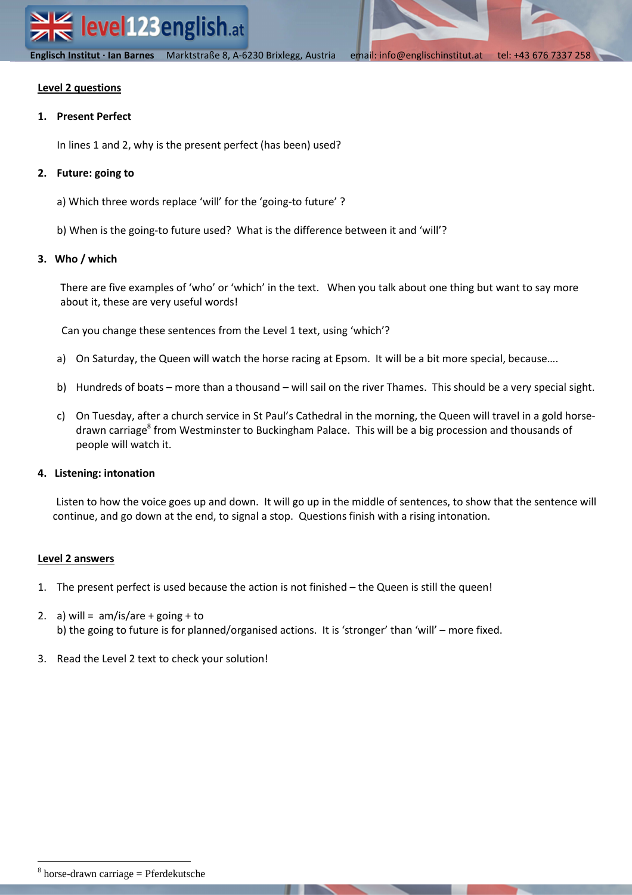**Level 2 questions**

1. **Present Perfect**

   In lines 1 and 2, why is the present perfect (has been) used?

2. **Future: going to**

   a) Which three words replace 'will' for the 'going-to future' ?

   b) When is the going-to future used? What is the difference between it and 'will'?

3. **Who / which**

   There are five examples of 'who' or 'which' in the text. When you talk about one thing but want to say more about it, these are very useful words!

   Can you change these sentences from the Level 1 text, using 'which'?

   a) On Saturday, the Queen will watch the horse racing at Epsom. It will be a bit more special, because….

   b) Hundreds of boats – more than a thousand – will sail on the river Thames. This should be a very special sight.

   c) On Tuesday, after a church service in St Paul's Cathedral in the morning, the Queen will travel in a gold horse-drawn carriage[8] from Westminster to Buckingham Palace. This will be a big procession and thousands of people will watch it.

4. **Listening: intonation**

   Listen to how the voice goes up and down. It will go up in the middle of sentences, to show that the sentence will continue, and go down at the end, to signal a stop. Questions finish with a rising intonation.

**Level 2 answers**

1. The present perfect is used because the action is not finished – the Queen is still the queen!
2. a) will = am/is/are + going + to
   b) the going to future is for planned/organised actions. It is 'stronger' than 'will' – more fixed.
3. Read the Level 2 text to check your solution!

[8] horse-drawn carriage = Pferdekutsche